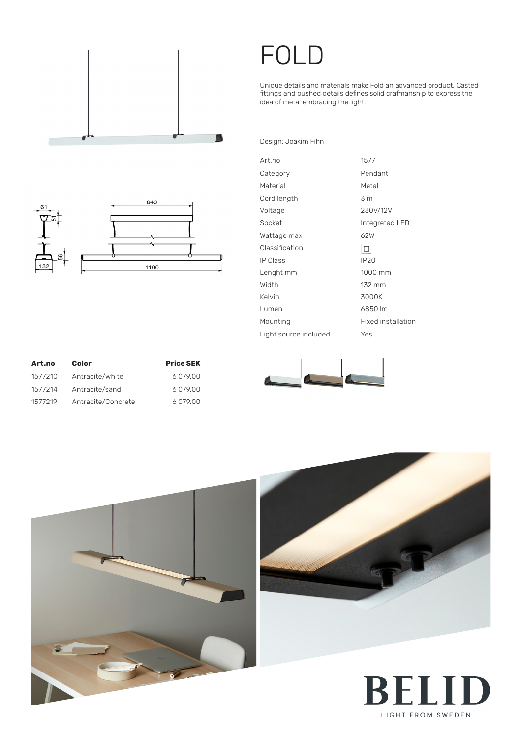# FOLD

Unique details and materials make Fold an advanced product. Casted fittings and pushed details defines solid crafmanship to express the idea of metal embracing the light.

Design: Joakim Fihn

| | |
|---|---|
| Art.no | 1577 |
| Category | Pendant |
| Material | Metal |
| Cord length | 3 m |
| Voltage | 230V/12V |
| Socket | Integretad LED |
| Wattage max | 62W |
| Classification | ▢ |
| IP Class | IP20 |
| Lenght mm | 1000 mm |
| Width | 132 mm |
| Kelvin | 3000K |
| Lumen | 6850 lm |
| Mounting | Fixed installation |
| Light source included | Yes |

| Art.no | Color | Price SEK |
|---|---|---|
| 1577210 | Antracite/white | 6 079.00 |
| 1577214 | Antracite/sand | 6 079.00 |
| 1577219 | Antracite/Concrete | 6 079.00 |

BELID

LIGHT FROM SWEDEN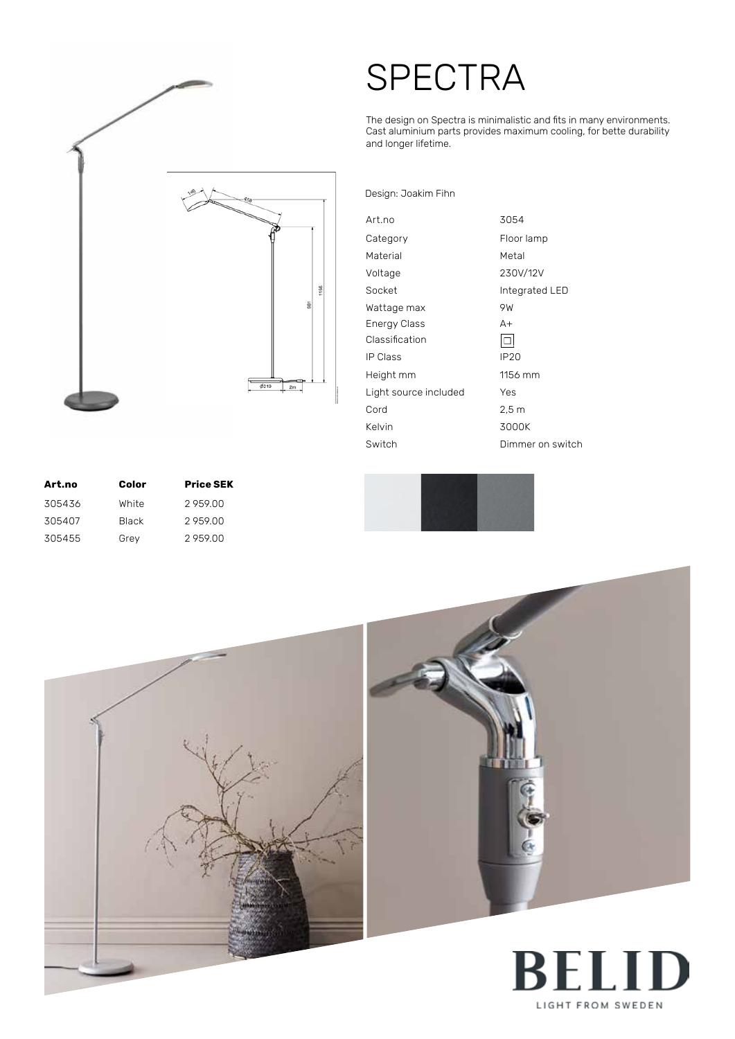# SPECTRA

The design on Spectra is minimalistic and fits in many environments. Cast aluminium parts provides maximum cooling, for bette durability and longer lifetime.

Design: Joakim Fihn

| | |
|---|---|
| Art.no | 3054 |
| Category | Floor lamp |
| Material | Metal |
| Voltage | 230V/12V |
| Socket | Integrated LED |
| Wattage max | 9W |
| Energy Class | A+ |
| Classification | ▢ |
| IP Class | IP20 |
| Height mm | 1156 mm |
| Light source included | Yes |
| Cord | 2,5 m |
| Kelvin | 3000K |
| Switch | Dimmer on switch |

| **Art.no** | **Color** | **Price SEK** |
|---|---|---|
| 305436 | White | 2 959.00 |
| 305407 | Black | 2 959.00 |
| 305455 | Grey | 2 959.00 |

BELID

LIGHT FROM SWEDEN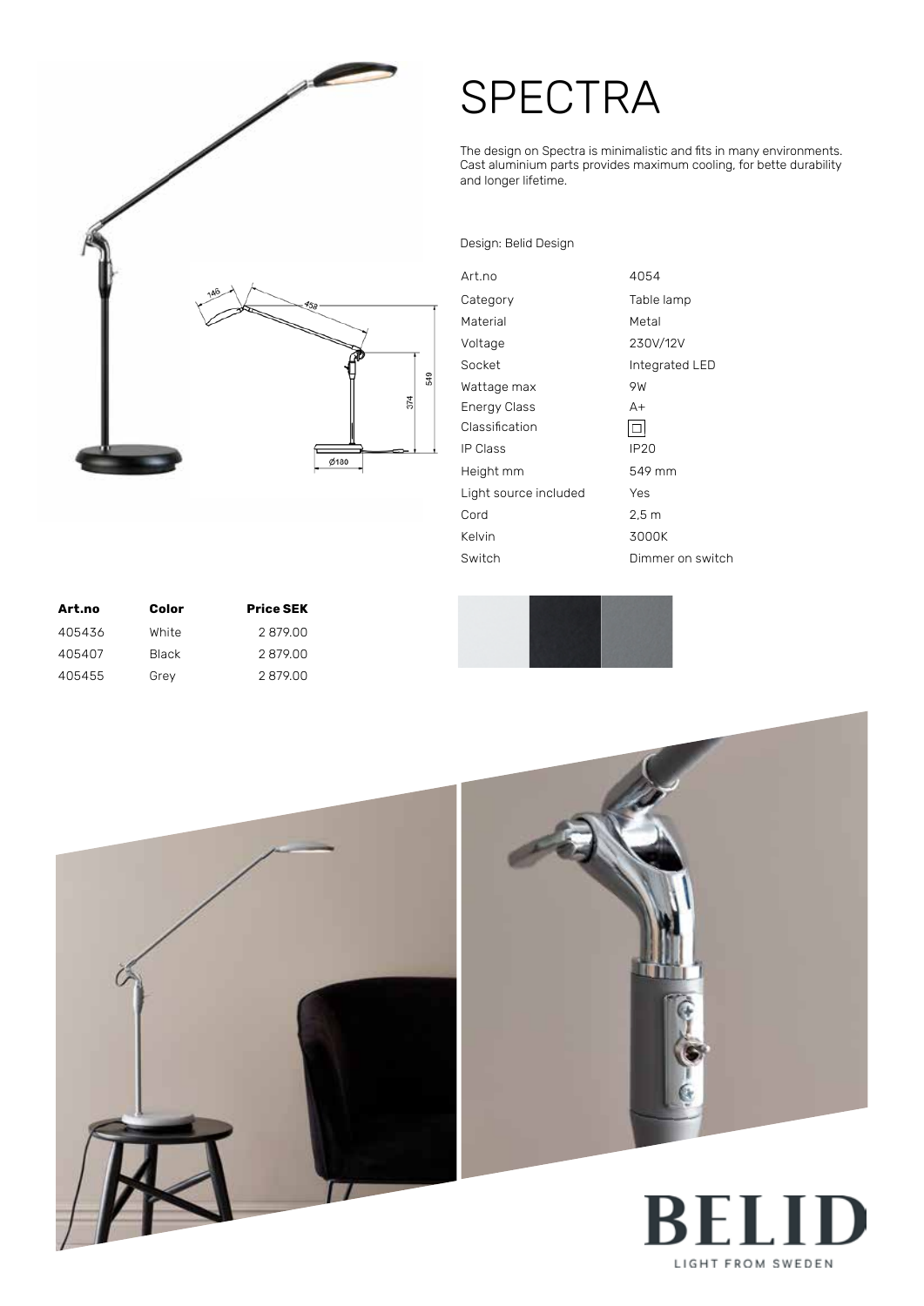# SPECTRA

The design on Spectra is minimalistic and fits in many environments. Cast aluminium parts provides maximum cooling, for bette durability and longer lifetime.

Design: Belid Design

| | |
|---|---|
| Art.no | 4054 |
| Category | Table lamp |
| Material | Metal |
| Voltage | 230V/12V |
| Socket | Integrated LED |
| Wattage max | 9W |
| Energy Class | A+ |
| Classification | ▢ |
| IP Class | IP20 |
| Height mm | 549 mm |
| Light source included | Yes |
| Cord | 2,5 m |
| Kelvin | 3000K |
| Switch | Dimmer on switch |

| Art.no | Color | Price SEK |
|---|---|---|
| 405436 | White | 2 879.00 |
| 405407 | Black | 2 879.00 |
| 405455 | Grey | 2 879.00 |

146
458
374
549
Ø180

BELID
LIGHT FROM SWEDEN